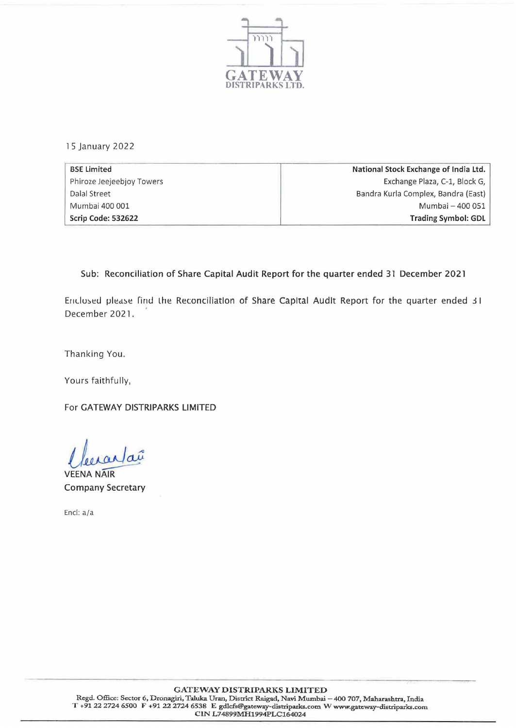GATEWAY
DISTRIPARKS LTD.

15 January 2022

| BSE Limited | National Stock Exchange of India Ltd. |
|---|---|
| Phiroze Jeejeebjoy Towers | Exchange Plaza, C-1, Block G, |
| Dalal Street | Bandra Kurla Complex, Bandra (East) |
| Mumbai 400 001 | Mumbai – 400 051 |
| **Scrip Code: 532622** | **Trading Symbol: GDL** |

Sub: Reconciliation of Share Capital Audit Report for the quarter ended 31 December 2021

Enclosed please find the Reconciliation of Share Capital Audit Report for the quarter ended 31 December 2021.

Thanking You.

Yours faithfully,

For GATEWAY DISTRIPARKS LIMITED

VEENA NAIR
Company Secretary

Encl: a/a

**GATEWAY DISTRIPARKS LIMITED**
Regd. Office: Sector 6, Dronagiri, Taluka Uran, District Raigad, Navi Mumbai – 400 707, Maharashtra, India
T +91 22 2724 6500 F +91 22 2724 6538 E gdlcfs@gateway-distriparks.com W www.gateway-distriparks.com
CIN L74899MH1994PLC164024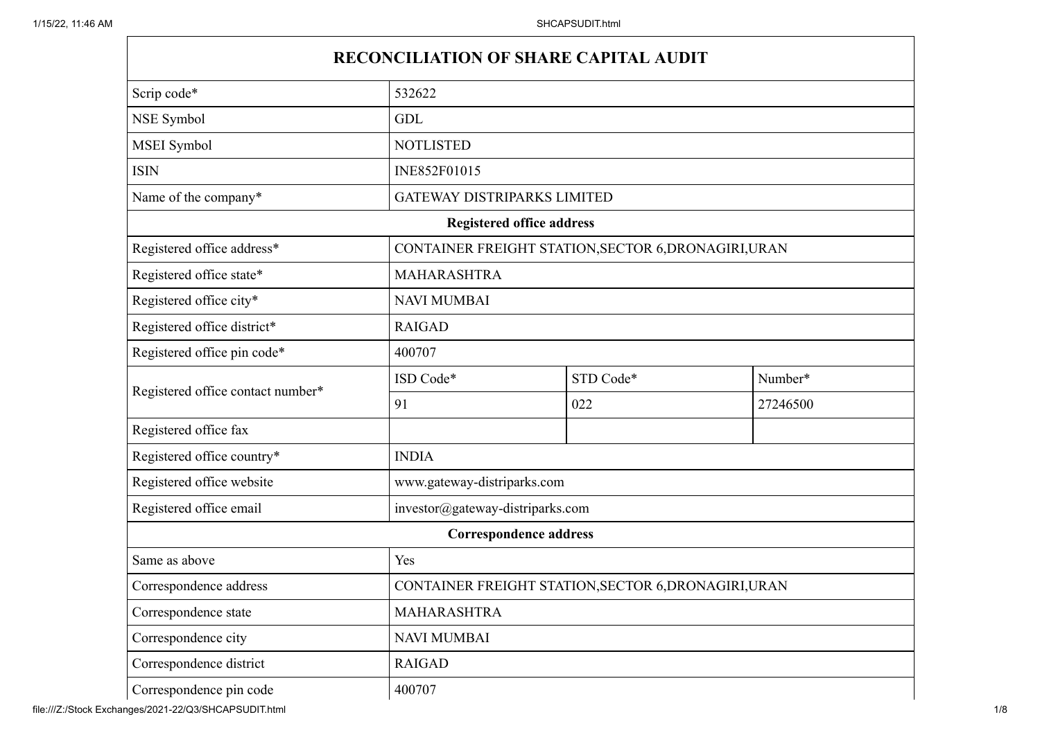| RECONCILIATION OF SHARE CAPITAL AUDIT | | | |
|---|---|---|---|
| Scrip code* | 532622 | | |
| NSE Symbol | GDL | | |
| MSEI Symbol | NOTLISTED | | |
| ISIN | INE852F01015 | | |
| Name of the company* | GATEWAY DISTRIPARKS LIMITED | | |
| **Registered office address** | | | |
| Registered office address* | CONTAINER FREIGHT STATION,SECTOR 6,DRONAGIRI,URAN | | |
| Registered office state* | MAHARASHTRA | | |
| Registered office city* | NAVI MUMBAI | | |
| Registered office district* | RAIGAD | | |
| Registered office pin code* | 400707 | | |
| Registered office contact number* | ISD Code* | STD Code* | Number* |
| | 91 | 022 | 27246500 |
| Registered office fax | | | |
| Registered office country* | INDIA | | |
| Registered office website | www.gateway-distriparks.com | | |
| Registered office email | investor@gateway-distriparks.com | | |
| **Correspondence address** | | | |
| Same as above | Yes | | |
| Correspondence address | CONTAINER FREIGHT STATION,SECTOR 6,DRONAGIRI,URAN | | |
| Correspondence state | MAHARASHTRA | | |
| Correspondence city | NAVI MUMBAI | | |
| Correspondence district | RAIGAD | | |
| Correspondence pin code | 400707 | | |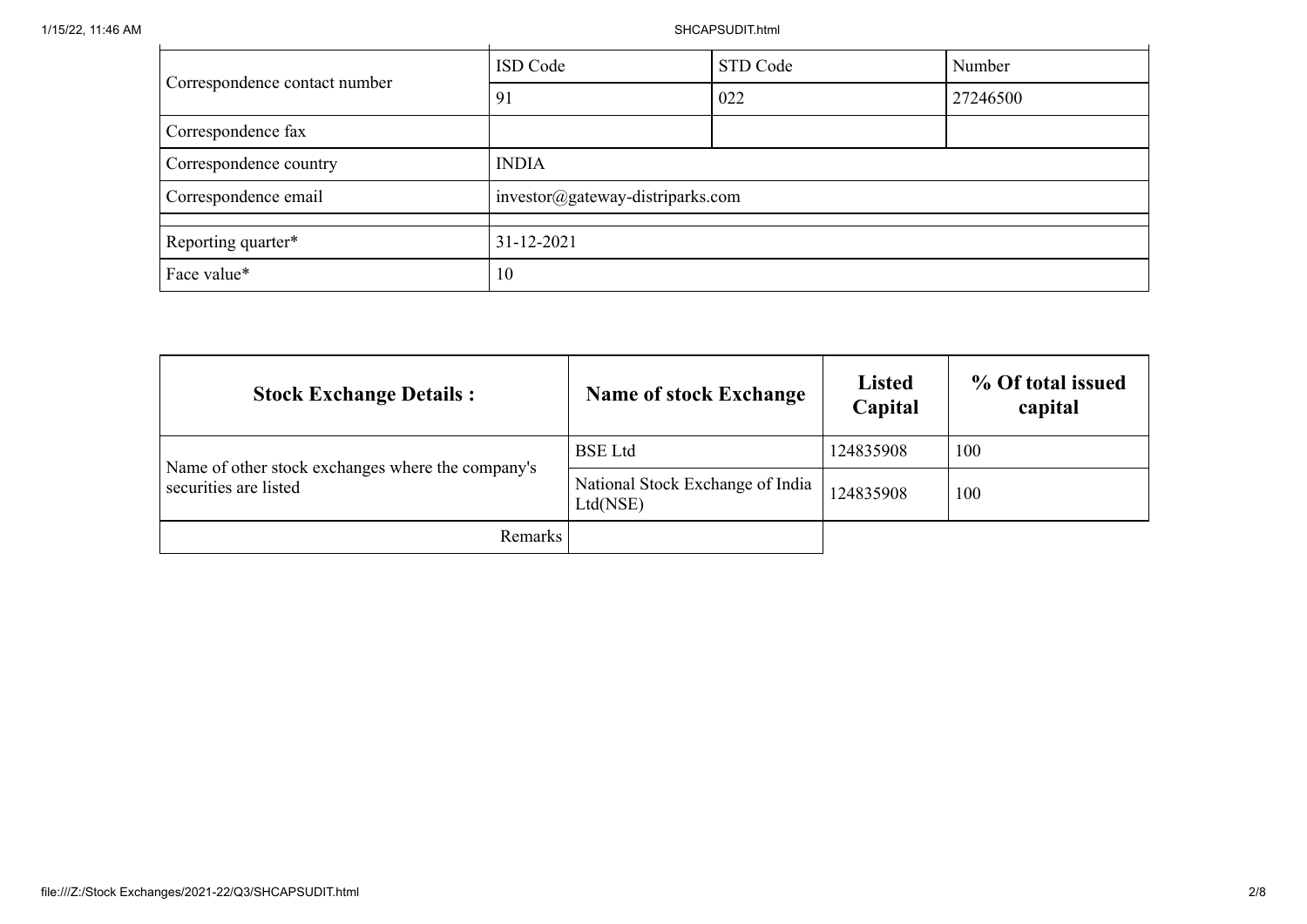| Correspondence contact number | ISD Code | STD Code | Number |
|---|---|---|---|
| | 91 | 022 | 27246500 |
| Correspondence fax | | | |
| Correspondence country | INDIA | | |
| Correspondence email | investor@gateway-distriparks.com | | |
| Reporting quarter* | 31-12-2021 | | |
| Face value* | 10 | | |

| Stock Exchange Details : | Name of stock Exchange | Listed Capital | % Of total issued capital |
|---|---|---|---|
| Name of other stock exchanges where the company's securities are listed | BSE Ltd | 124835908 | 100 |
| | National Stock Exchange of India Ltd(NSE) | 124835908 | 100 |
| Remarks | | | |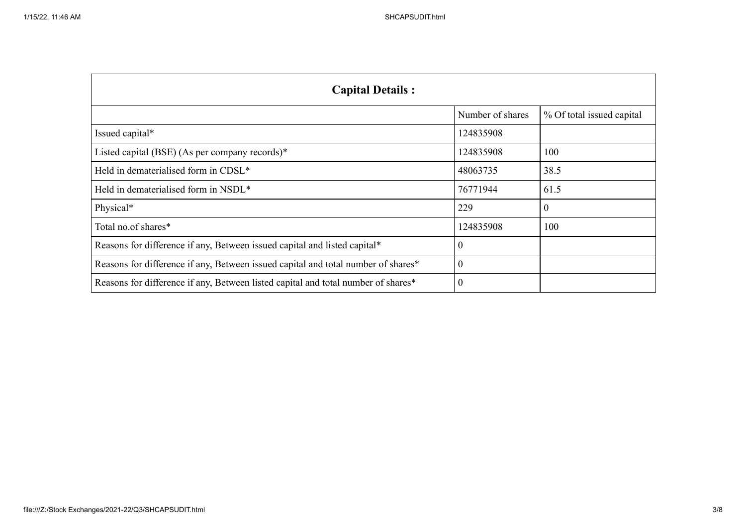| Capital Details : | | |
|---|---|---|
| | Number of shares | % Of total issued capital |
| Issued capital* | 124835908 | |
| Listed capital (BSE) (As per company records)* | 124835908 | 100 |
| Held in dematerialised form in CDSL* | 48063735 | 38.5 |
| Held in dematerialised form in NSDL* | 76771944 | 61.5 |
| Physical* | 229 | 0 |
| Total no.of shares* | 124835908 | 100 |
| Reasons for difference if any, Between issued capital and listed capital* | 0 | |
| Reasons for difference if any, Between issued capital and total number of shares* | 0 | |
| Reasons for difference if any, Between listed capital and total number of shares* | 0 | |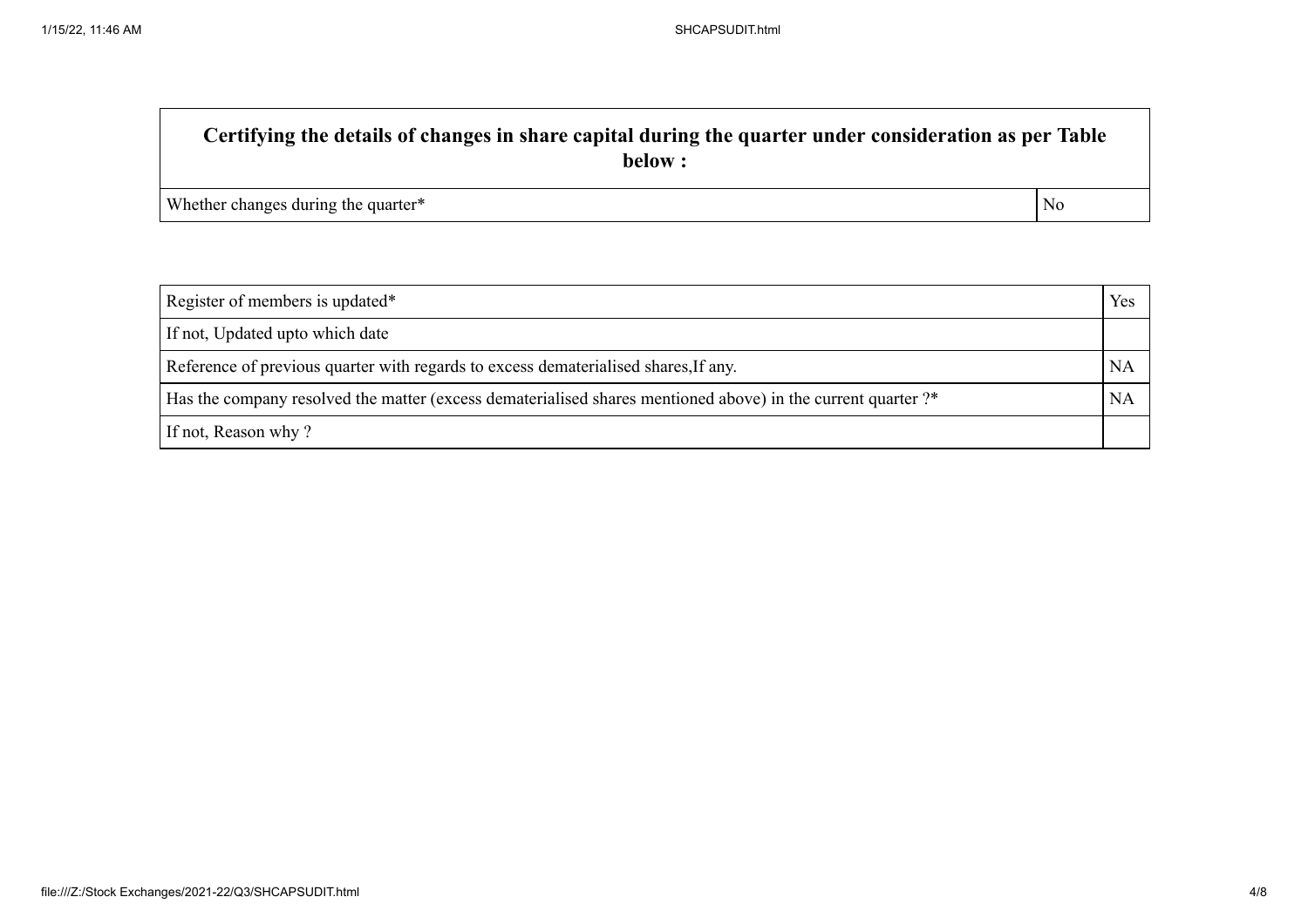| Certifying the details of changes in share capital during the quarter under consideration as per Table below : | |
|---|---|
| Whether changes during the quarter* | No |

| Register of members is updated* | Yes |
|---|---|
| If not, Updated upto which date | |
| Reference of previous quarter with regards to excess dematerialised shares,If any. | NA |
| Has the company resolved the matter (excess dematerialised shares mentioned above) in the current quarter ?* | NA |
| If not, Reason why ? | |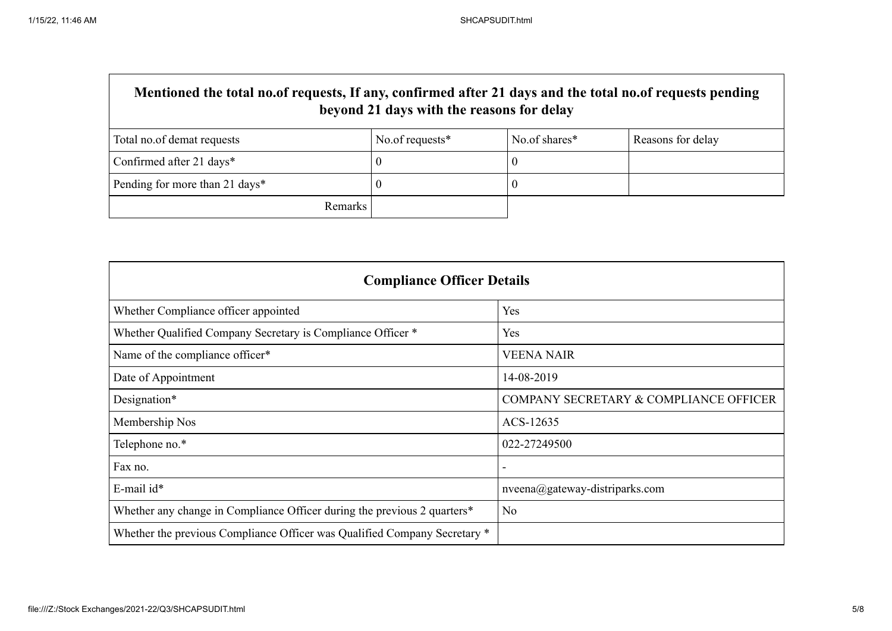| Mentioned the total no.of requests, If any, confirmed after 21 days and the total no.of requests pending beyond 21 days with the reasons for delay | | | |
|---|---|---|---|
| Total no.of demat requests | No.of requests* | No.of shares* | Reasons for delay |
| Confirmed after 21 days* | 0 | 0 | |
| Pending for more than 21 days* | 0 | 0 | |
| Remarks | | | |

| Compliance Officer Details | |
|---|---|
| Whether Compliance officer appointed | Yes |
| Whether Qualified Company Secretary is Compliance Officer * | Yes |
| Name of the compliance officer* | VEENA NAIR |
| Date of Appointment | 14-08-2019 |
| Designation* | COMPANY SECRETARY & COMPLIANCE OFFICER |
| Membership Nos | ACS-12635 |
| Telephone no.* | 022-27249500 |
| Fax no. | - |
| E-mail id* | nveena@gateway-distriparks.com |
| Whether any change in Compliance Officer during the previous 2 quarters* | No |
| Whether the previous Compliance Officer was Qualified Company Secretary * | |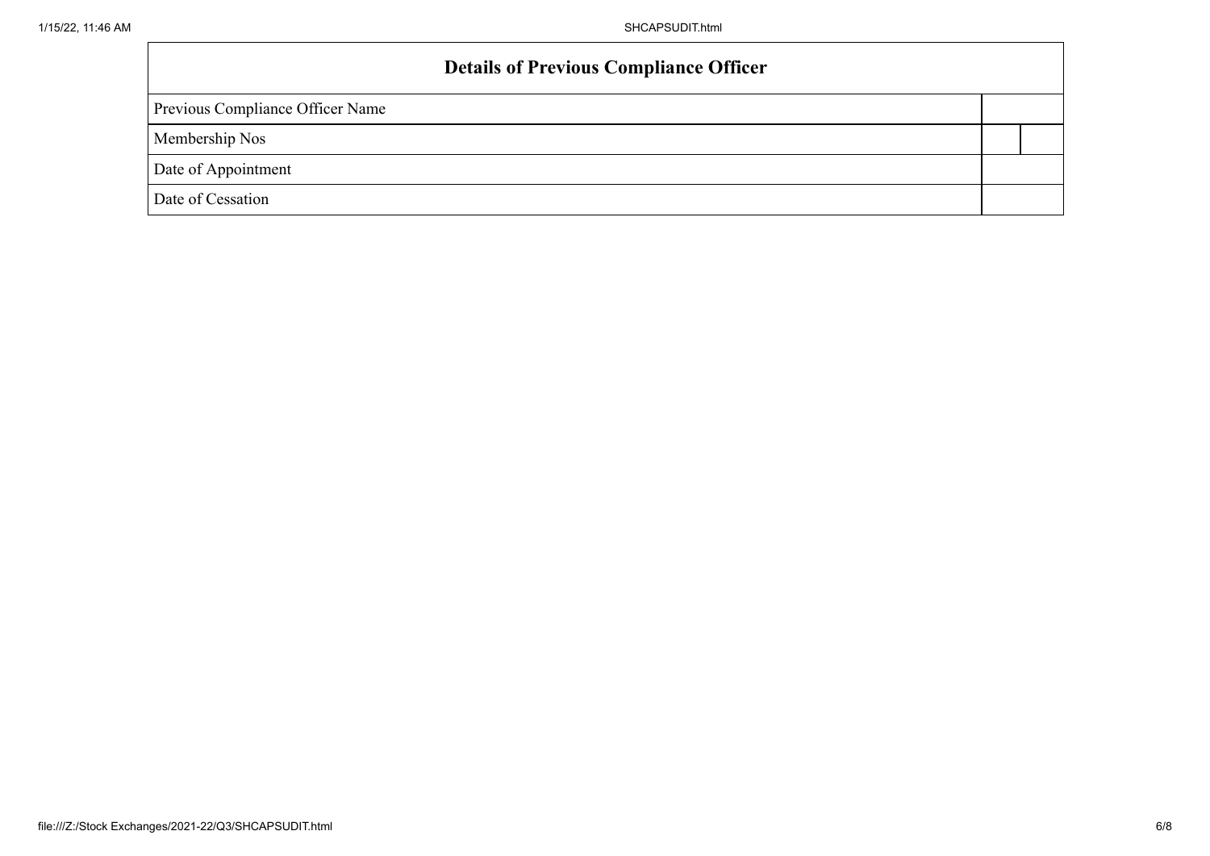| Details of Previous Compliance Officer | | |
|---|---|---|
| Previous Compliance Officer Name | | |
| Membership Nos | | |
| Date of Appointment | | |
| Date of Cessation | | |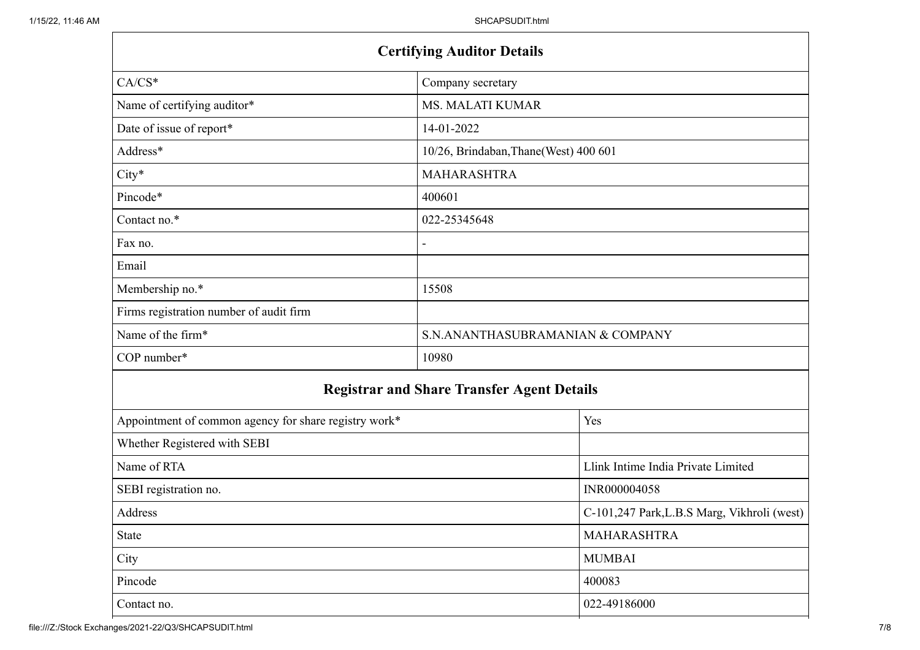## Certifying Auditor Details

| | |
|---|---|
| CA/CS* | Company secretary |
| Name of certifying auditor* | MS. MALATI KUMAR |
| Date of issue of report* | 14-01-2022 |
| Address* | 10/26, Brindaban,Thane(West) 400 601 |
| City* | MAHARASHTRA |
| Pincode* | 400601 |
| Contact no.* | 022-25345648 |
| Fax no. | - |
| Email | |
| Membership no.* | 15508 |
| Firms registration number of audit firm | |
| Name of the firm* | S.N.ANANTHASUBRAMANIAN & COMPANY |
| COP number* | 10980 |

## Registrar and Share Transfer Agent Details

| | |
|---|---|
| Appointment of common agency for share registry work* | Yes |
| Whether Registered with SEBI | |
| Name of RTA | Llink Intime India Private Limited |
| SEBI registration no. | INR000004058 |
| Address | C-101,247 Park,L.B.S Marg, Vikhroli (west) |
| State | MAHARASHTRA |
| City | MUMBAI |
| Pincode | 400083 |
| Contact no. | 022-49186000 |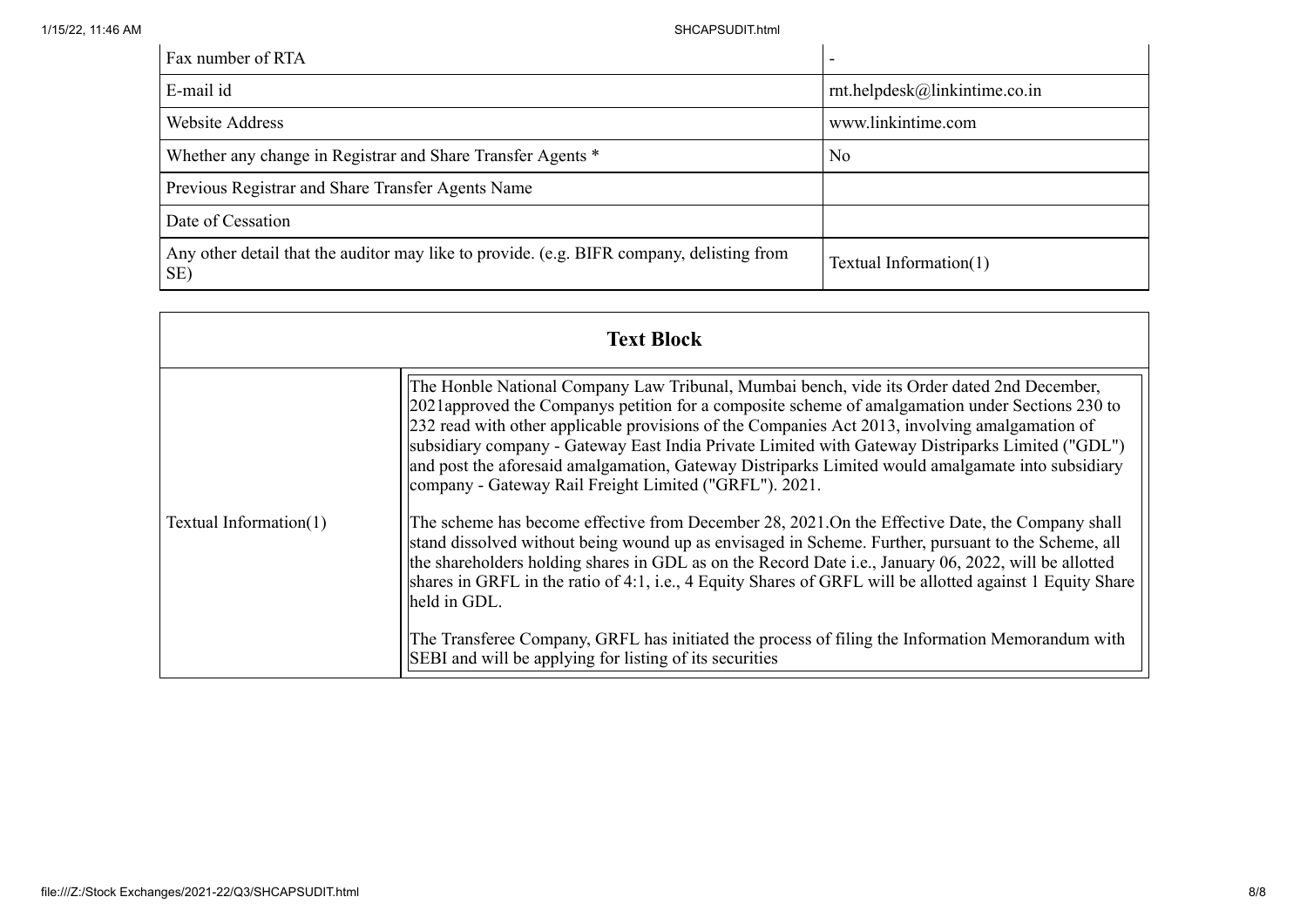| | |
|---|---|
| Fax number of RTA | - |
| E-mail id | rnt.helpdesk@linkintime.co.in |
| Website Address | www.linkintime.com |
| Whether any change in Registrar and Share Transfer Agents * | No |
| Previous Registrar and Share Transfer Agents Name | |
| Date of Cessation | |
| Any other detail that the auditor may like to provide. (e.g. BIFR company, delisting from SE) | Textual Information(1) |

| Text Block | |
|---|---|
| Textual Information(1) | The Honble National Company Law Tribunal, Mumbai bench, vide its Order dated 2nd December, 2021approved the Companys petition for a composite scheme of amalgamation under Sections 230 to 232 read with other applicable provisions of the Companies Act 2013, involving amalgamation of subsidiary company - Gateway East India Private Limited with Gateway Distriparks Limited ("GDL") and post the aforesaid amalgamation, Gateway Distriparks Limited would amalgamate into subsidiary company - Gateway Rail Freight Limited ("GRFL"). 2021.<br><br>The scheme has become effective from December 28, 2021.On the Effective Date, the Company shall stand dissolved without being wound up as envisaged in Scheme. Further, pursuant to the Scheme, all the shareholders holding shares in GDL as on the Record Date i.e., January 06, 2022, will be allotted shares in GRFL in the ratio of 4:1, i.e., 4 Equity Shares of GRFL will be allotted against 1 Equity Share held in GDL.<br><br>The Transferee Company, GRFL has initiated the process of filing the Information Memorandum with SEBI and will be applying for listing of its securities |